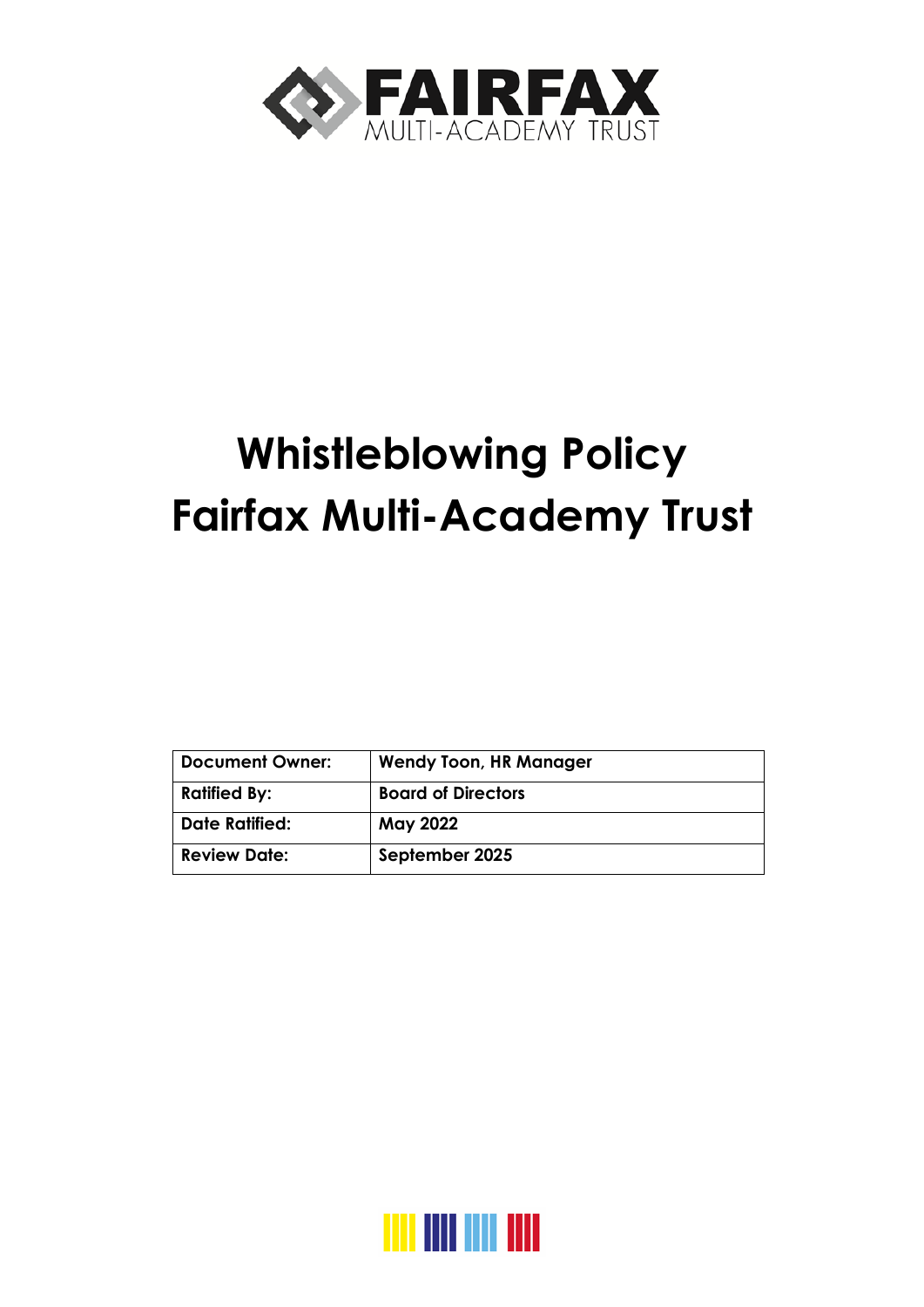FAIRFAX
MULTI-ACADEMY TRUST

# Whistleblowing Policy
# Fairfax Multi-Academy Trust

| **Document Owner:** | **Wendy Toon, HR Manager** |
| --- | --- |
| **Ratified By:** | **Board of Directors** |
| **Date Ratified:** | **May 2022** |
| **Review Date:** | **September 2025** |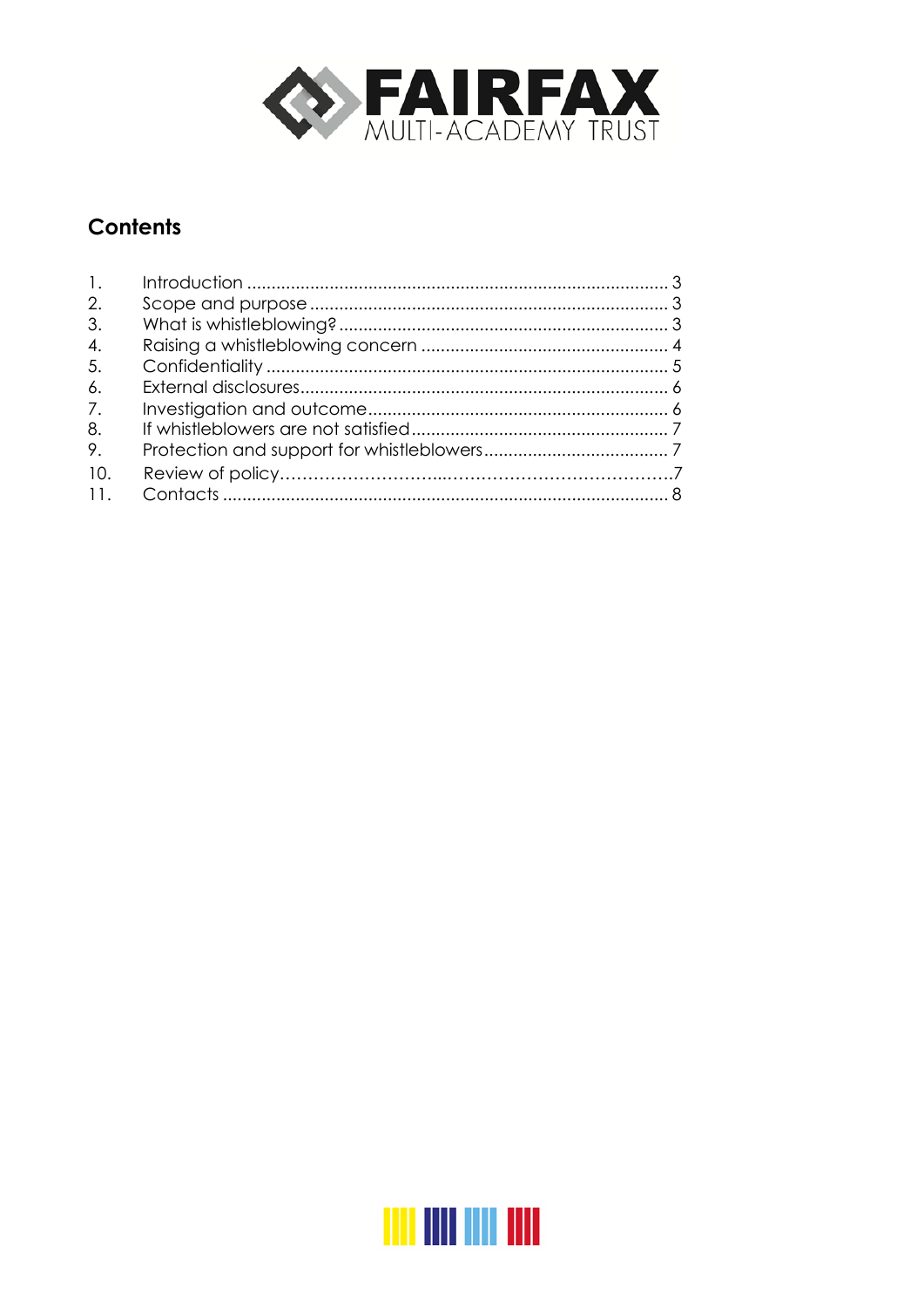## Contents

1. Introduction ........................................................................................ 3
2. Scope and purpose ........................................................................... 3
3. What is whistleblowing? ..................................................................... 3
4. Raising a whistleblowing concern ................................................... 4
5. Confidentiality .................................................................................... 5
6. External disclosures............................................................................ 6
7. Investigation and outcome.............................................................. 6
8. If whistleblowers are not satisfied ..................................................... 7
9. Protection and support for whistleblowers...................................... 7
10. Review of policy……………………...………………………………..7
11. Contacts ............................................................................................ 8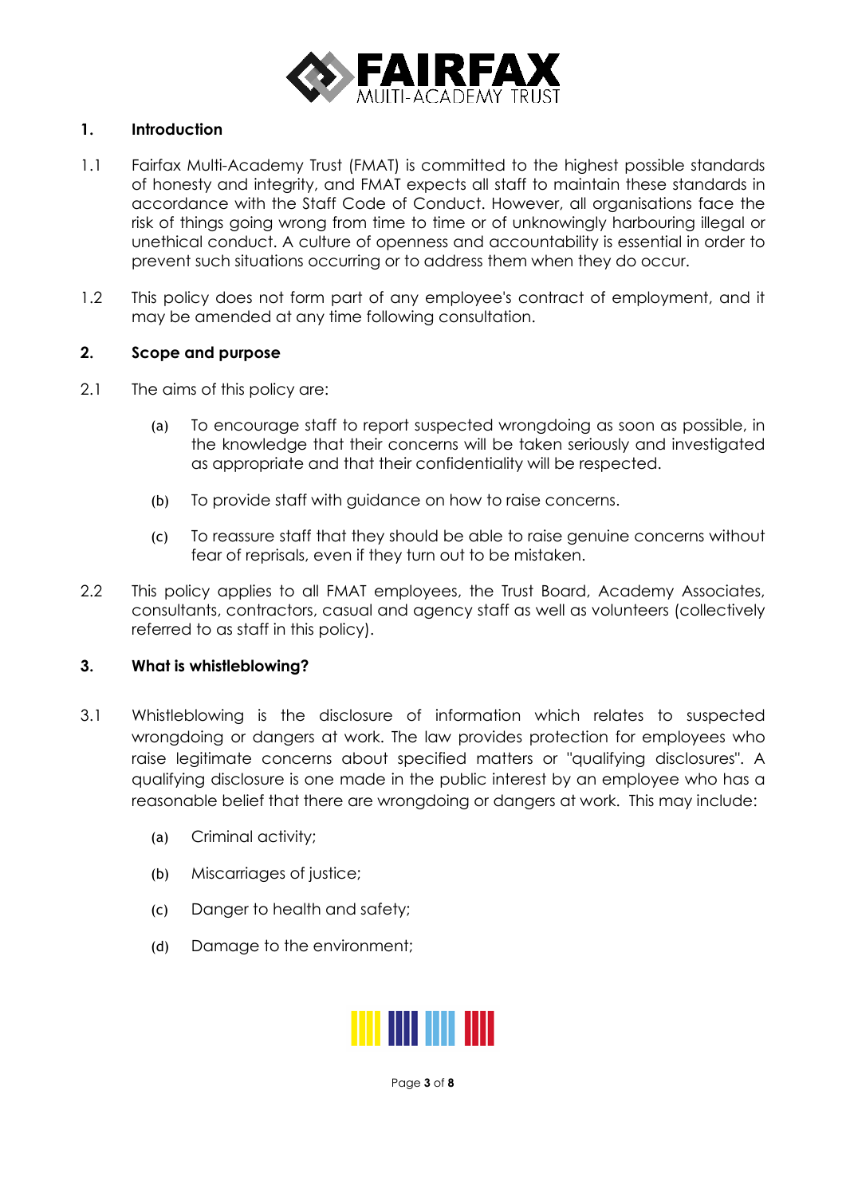## 1. Introduction

1.1 Fairfax Multi-Academy Trust (FMAT) is committed to the highest possible standards of honesty and integrity, and FMAT expects all staff to maintain these standards in accordance with the Staff Code of Conduct. However, all organisations face the risk of things going wrong from time to time or of unknowingly harbouring illegal or unethical conduct. A culture of openness and accountability is essential in order to prevent such situations occurring or to address them when they do occur.

1.2 This policy does not form part of any employee's contract of employment, and it may be amended at any time following consultation.

## 2. Scope and purpose

2.1 The aims of this policy are:

- (a) To encourage staff to report suspected wrongdoing as soon as possible, in the knowledge that their concerns will be taken seriously and investigated as appropriate and that their confidentiality will be respected.
- (b) To provide staff with guidance on how to raise concerns.
- (c) To reassure staff that they should be able to raise genuine concerns without fear of reprisals, even if they turn out to be mistaken.

2.2 This policy applies to all FMAT employees, the Trust Board, Academy Associates, consultants, contractors, casual and agency staff as well as volunteers (collectively referred to as staff in this policy).

## 3. What is whistleblowing?

3.1 Whistleblowing is the disclosure of information which relates to suspected wrongdoing or dangers at work. The law provides protection for employees who raise legitimate concerns about specified matters or "qualifying disclosures". A qualifying disclosure is one made in the public interest by an employee who has a reasonable belief that there are wrongdoing or dangers at work. This may include:

- (a) Criminal activity;
- (b) Miscarriages of justice;
- (c) Danger to health and safety;
- (d) Damage to the environment;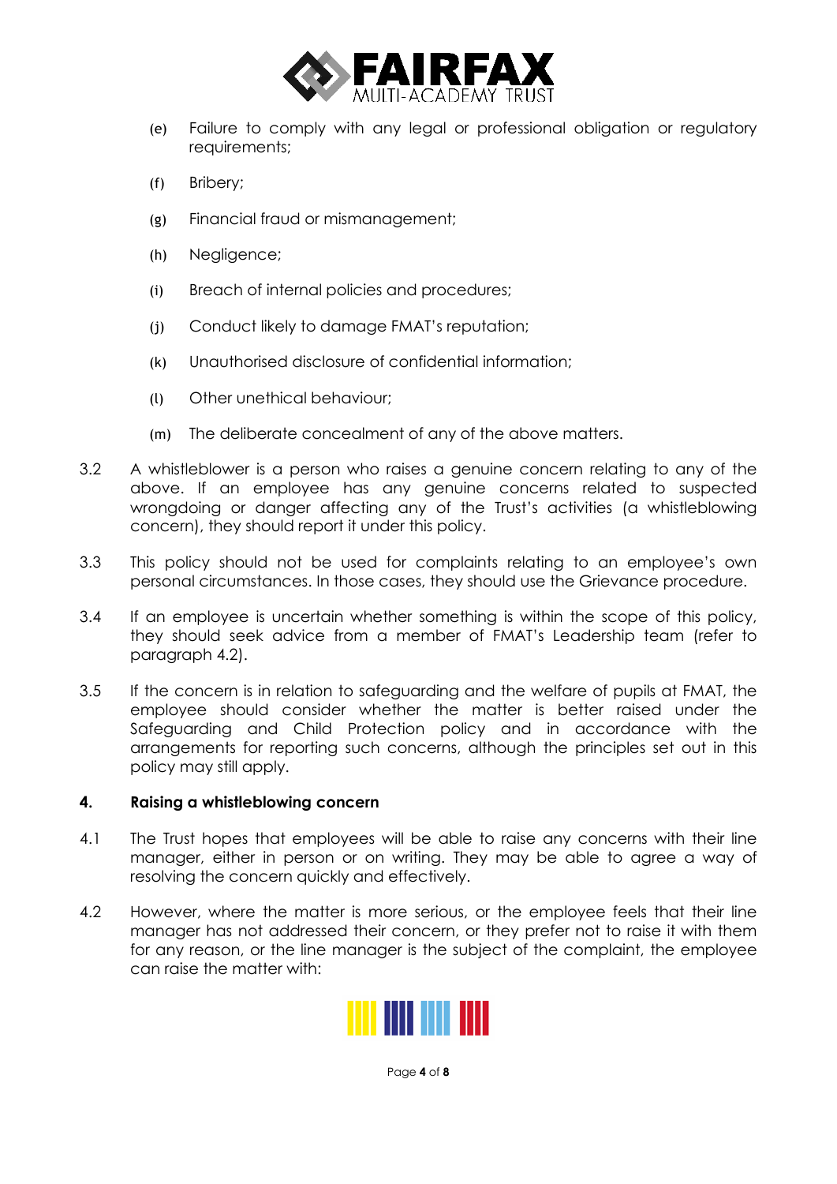(e) Failure to comply with any legal or professional obligation or regulatory requirements;

(f) Bribery;

(g) Financial fraud or mismanagement;

(h) Negligence;

(i) Breach of internal policies and procedures;

(j) Conduct likely to damage FMAT's reputation;

(k) Unauthorised disclosure of confidential information;

(l) Other unethical behaviour;

(m) The deliberate concealment of any of the above matters.

3.2 A whistleblower is a person who raises a genuine concern relating to any of the above. If an employee has any genuine concerns related to suspected wrongdoing or danger affecting any of the Trust's activities (a whistleblowing concern), they should report it under this policy.

3.3 This policy should not be used for complaints relating to an employee's own personal circumstances. In those cases, they should use the Grievance procedure.

3.4 If an employee is uncertain whether something is within the scope of this policy, they should seek advice from a member of FMAT's Leadership team (refer to paragraph 4.2).

3.5 If the concern is in relation to safeguarding and the welfare of pupils at FMAT, the employee should consider whether the matter is better raised under the Safeguarding and Child Protection policy and in accordance with the arrangements for reporting such concerns, although the principles set out in this policy may still apply.

## 4. Raising a whistleblowing concern

4.1 The Trust hopes that employees will be able to raise any concerns with their line manager, either in person or on writing. They may be able to agree a way of resolving the concern quickly and effectively.

4.2 However, where the matter is more serious, or the employee feels that their line manager has not addressed their concern, or they prefer not to raise it with them for any reason, or the line manager is the subject of the complaint, the employee can raise the matter with: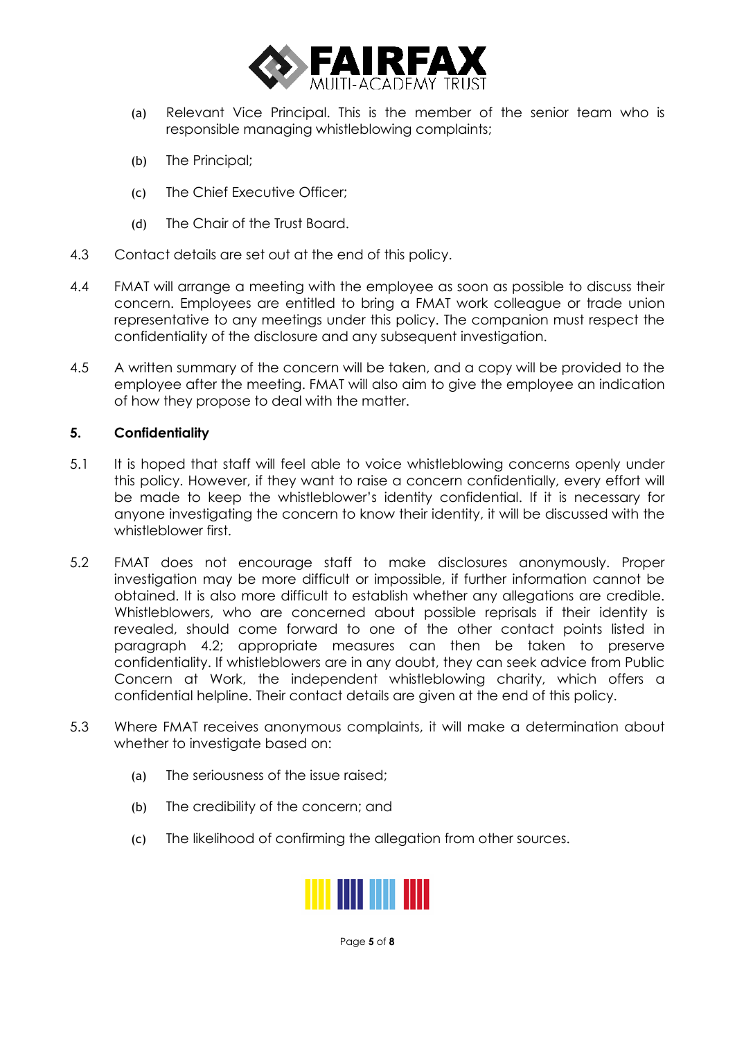(a) Relevant Vice Principal. This is the member of the senior team who is responsible managing whistleblowing complaints;

(b) The Principal;

(c) The Chief Executive Officer;

(d) The Chair of the Trust Board.

4.3 Contact details are set out at the end of this policy.

4.4 FMAT will arrange a meeting with the employee as soon as possible to discuss their concern. Employees are entitled to bring a FMAT work colleague or trade union representative to any meetings under this policy. The companion must respect the confidentiality of the disclosure and any subsequent investigation.

4.5 A written summary of the concern will be taken, and a copy will be provided to the employee after the meeting. FMAT will also aim to give the employee an indication of how they propose to deal with the matter.

## 5. Confidentiality

5.1 It is hoped that staff will feel able to voice whistleblowing concerns openly under this policy. However, if they want to raise a concern confidentially, every effort will be made to keep the whistleblower's identity confidential. If it is necessary for anyone investigating the concern to know their identity, it will be discussed with the whistleblower first.

5.2 FMAT does not encourage staff to make disclosures anonymously. Proper investigation may be more difficult or impossible, if further information cannot be obtained. It is also more difficult to establish whether any allegations are credible. Whistleblowers, who are concerned about possible reprisals if their identity is revealed, should come forward to one of the other contact points listed in paragraph 4.2; appropriate measures can then be taken to preserve confidentiality. If whistleblowers are in any doubt, they can seek advice from Public Concern at Work, the independent whistleblowing charity, which offers a confidential helpline. Their contact details are given at the end of this policy.

5.3 Where FMAT receives anonymous complaints, it will make a determination about whether to investigate based on:

(a) The seriousness of the issue raised;

(b) The credibility of the concern; and

(c) The likelihood of confirming the allegation from other sources.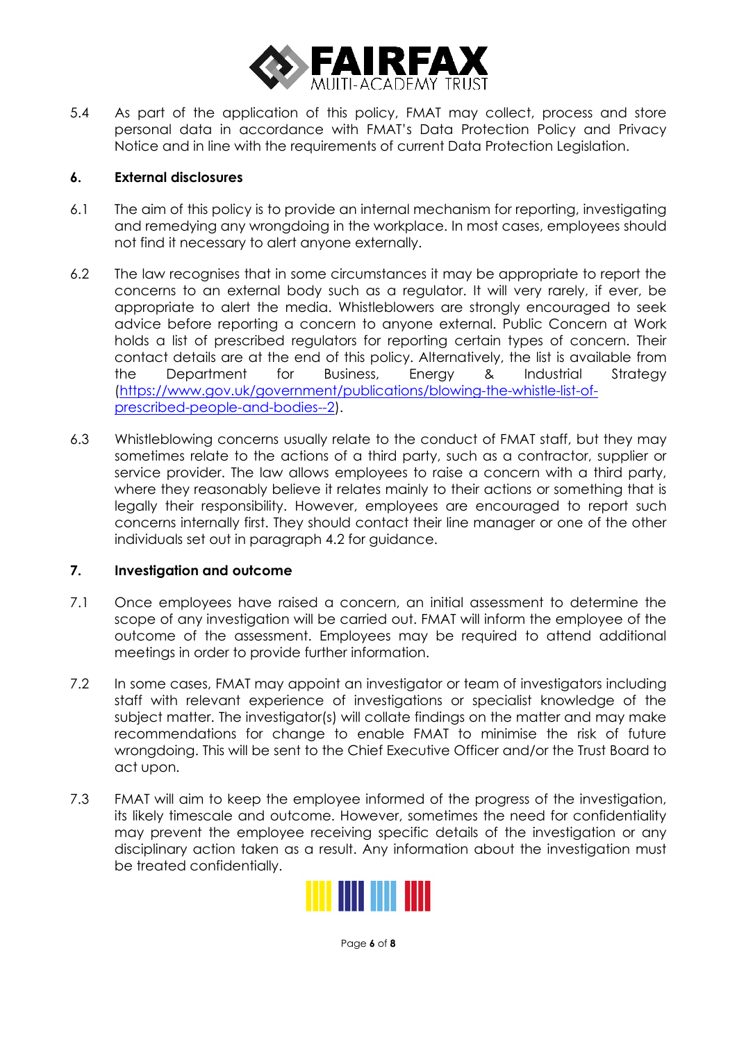5.4 As part of the application of this policy, FMAT may collect, process and store personal data in accordance with FMAT's Data Protection Policy and Privacy Notice and in line with the requirements of current Data Protection Legislation.

## 6. External disclosures

6.1 The aim of this policy is to provide an internal mechanism for reporting, investigating and remedying any wrongdoing in the workplace. In most cases, employees should not find it necessary to alert anyone externally.

6.2 The law recognises that in some circumstances it may be appropriate to report the concerns to an external body such as a regulator. It will very rarely, if ever, be appropriate to alert the media. Whistleblowers are strongly encouraged to seek advice before reporting a concern to anyone external. Public Concern at Work holds a list of prescribed regulators for reporting certain types of concern. Their contact details are at the end of this policy. Alternatively, the list is available from the Department for Business, Energy & Industrial Strategy (https://www.gov.uk/government/publications/blowing-the-whistle-list-of-prescribed-people-and-bodies--2).

6.3 Whistleblowing concerns usually relate to the conduct of FMAT staff, but they may sometimes relate to the actions of a third party, such as a contractor, supplier or service provider. The law allows employees to raise a concern with a third party, where they reasonably believe it relates mainly to their actions or something that is legally their responsibility. However, employees are encouraged to report such concerns internally first. They should contact their line manager or one of the other individuals set out in paragraph 4.2 for guidance.

## 7. Investigation and outcome

7.1 Once employees have raised a concern, an initial assessment to determine the scope of any investigation will be carried out. FMAT will inform the employee of the outcome of the assessment. Employees may be required to attend additional meetings in order to provide further information.

7.2 In some cases, FMAT may appoint an investigator or team of investigators including staff with relevant experience of investigations or specialist knowledge of the subject matter. The investigator(s) will collate findings on the matter and may make recommendations for change to enable FMAT to minimise the risk of future wrongdoing. This will be sent to the Chief Executive Officer and/or the Trust Board to act upon.

7.3 FMAT will aim to keep the employee informed of the progress of the investigation, its likely timescale and outcome. However, sometimes the need for confidentiality may prevent the employee receiving specific details of the investigation or any disciplinary action taken as a result. Any information about the investigation must be treated confidentially.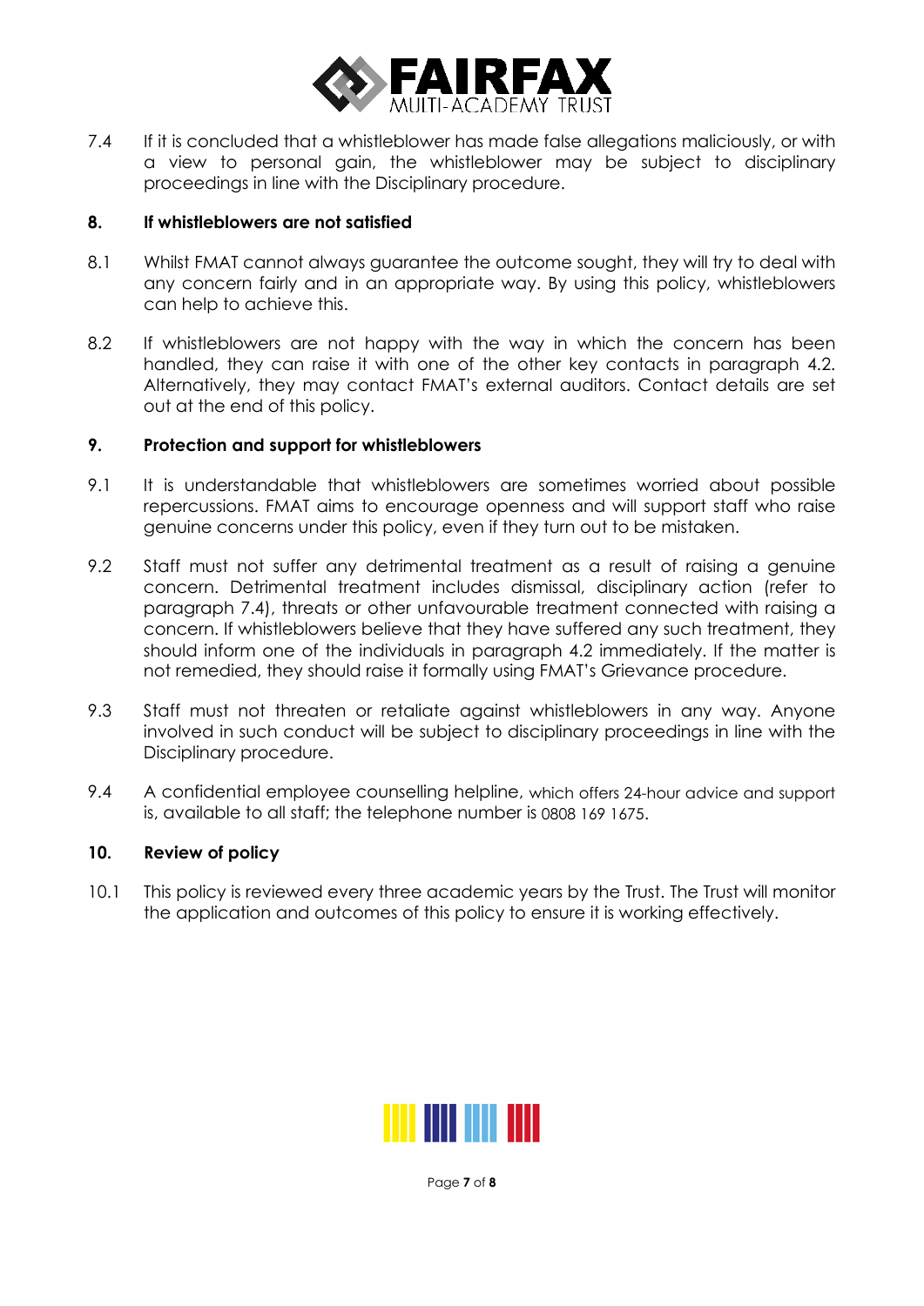7.4 If it is concluded that a whistleblower has made false allegations maliciously, or with a view to personal gain, the whistleblower may be subject to disciplinary proceedings in line with the Disciplinary procedure.

## 8. If whistleblowers are not satisfied

8.1 Whilst FMAT cannot always guarantee the outcome sought, they will try to deal with any concern fairly and in an appropriate way. By using this policy, whistleblowers can help to achieve this.

8.2 If whistleblowers are not happy with the way in which the concern has been handled, they can raise it with one of the other key contacts in paragraph 4.2. Alternatively, they may contact FMAT's external auditors. Contact details are set out at the end of this policy.

## 9. Protection and support for whistleblowers

9.1 It is understandable that whistleblowers are sometimes worried about possible repercussions. FMAT aims to encourage openness and will support staff who raise genuine concerns under this policy, even if they turn out to be mistaken.

9.2 Staff must not suffer any detrimental treatment as a result of raising a genuine concern. Detrimental treatment includes dismissal, disciplinary action (refer to paragraph 7.4), threats or other unfavourable treatment connected with raising a concern. If whistleblowers believe that they have suffered any such treatment, they should inform one of the individuals in paragraph 4.2 immediately. If the matter is not remedied, they should raise it formally using FMAT's Grievance procedure.

9.3 Staff must not threaten or retaliate against whistleblowers in any way. Anyone involved in such conduct will be subject to disciplinary proceedings in line with the Disciplinary procedure.

9.4 A confidential employee counselling helpline, which offers 24-hour advice and support is, available to all staff; the telephone number is 0808 169 1675.

## 10. Review of policy

10.1 This policy is reviewed every three academic years by the Trust. The Trust will monitor the application and outcomes of this policy to ensure it is working effectively.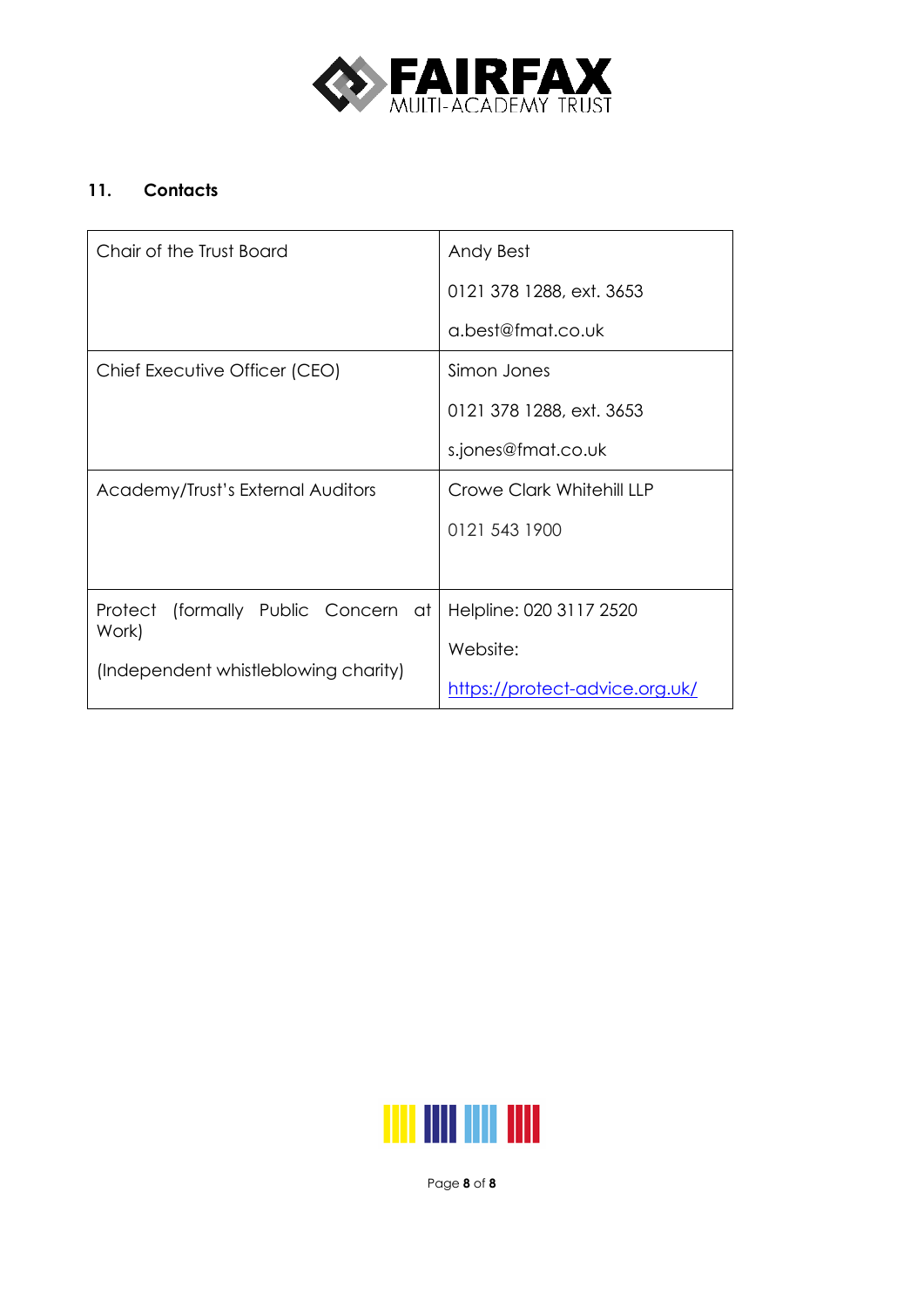## 11. Contacts

| | |
|---|---|
| Chair of the Trust Board | Andy Best<br>0121 378 1288, ext. 3653<br>a.best@fmat.co.uk |
| Chief Executive Officer (CEO) | Simon Jones<br>0121 378 1288, ext. 3653<br>s.jones@fmat.co.uk |
| Academy/Trust's External Auditors | Crowe Clark Whitehill LLP<br>0121 543 1900 |
| Protect (formally Public Concern at Work)<br>(Independent whistleblowing charity) | Helpline: 020 3117 2520<br>Website:<br>https://protect-advice.org.uk/ |